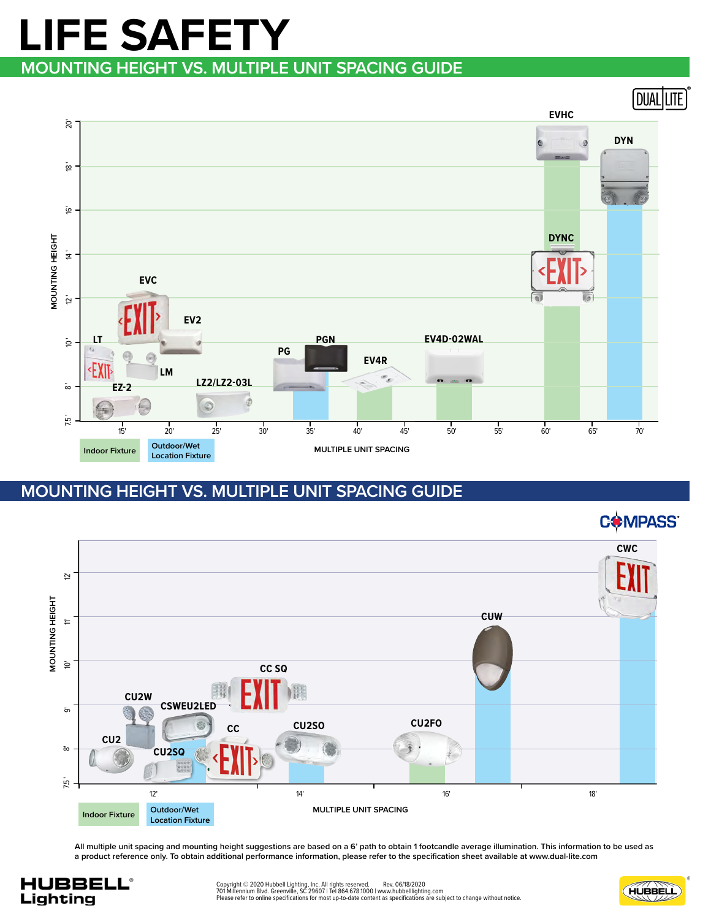# LIFE SAFETY

## MOUNTING HEIGHT VS. MULTIPLE UNIT SPACING GUIDE

DUAL LITE

MOUNTING HEIGHT: 7.5', 8', 10', 12', 14', 16', 18', 20'

MULTIPLE UNIT SPACING: 15', 20', 25', 30', 35', 40', 45', 50', 55', 60', 65', 70'

Products: LT, EZ-2, LM, EVC, EV2, LZ2/LZ2-03L, PG, PGN, EV4R, EV4D-02WAL, DYNC, EVHC, DYN

Indoor Fixture | Outdoor/Wet Location Fixture

## MOUNTING HEIGHT VS. MULTIPLE UNIT SPACING GUIDE

COMPASS

MOUNTING HEIGHT: 7.5', 8', 9', 10', 11', 12'

MULTIPLE UNIT SPACING: 12', 14', 16', 18'

Products: CU2, CU2W, CU2SQ, CSWEU2LED, CC, CC SQ, CU2SO, CU2FO, CUW, CWC

Indoor Fixture | Outdoor/Wet Location Fixture

All multiple unit spacing and mounting height suggestions are based on a 6' path to obtain 1 footcandle average illumination. This information to be used as a product reference only. To obtain additional performance information, please refer to the specification sheet available at www.dual-lite.com

HUBBELL Lighting

Copyright © 2020 Hubbell Lighting, Inc. All rights reserved. Rev. 06/18/2020
701 Millennium Blvd. Greenville, SC 29607 | Tel 864.678.1000 | www.hubbelllighting.com
Please refer to online specifications for most up-to-date content as specifications are subject to change without notice.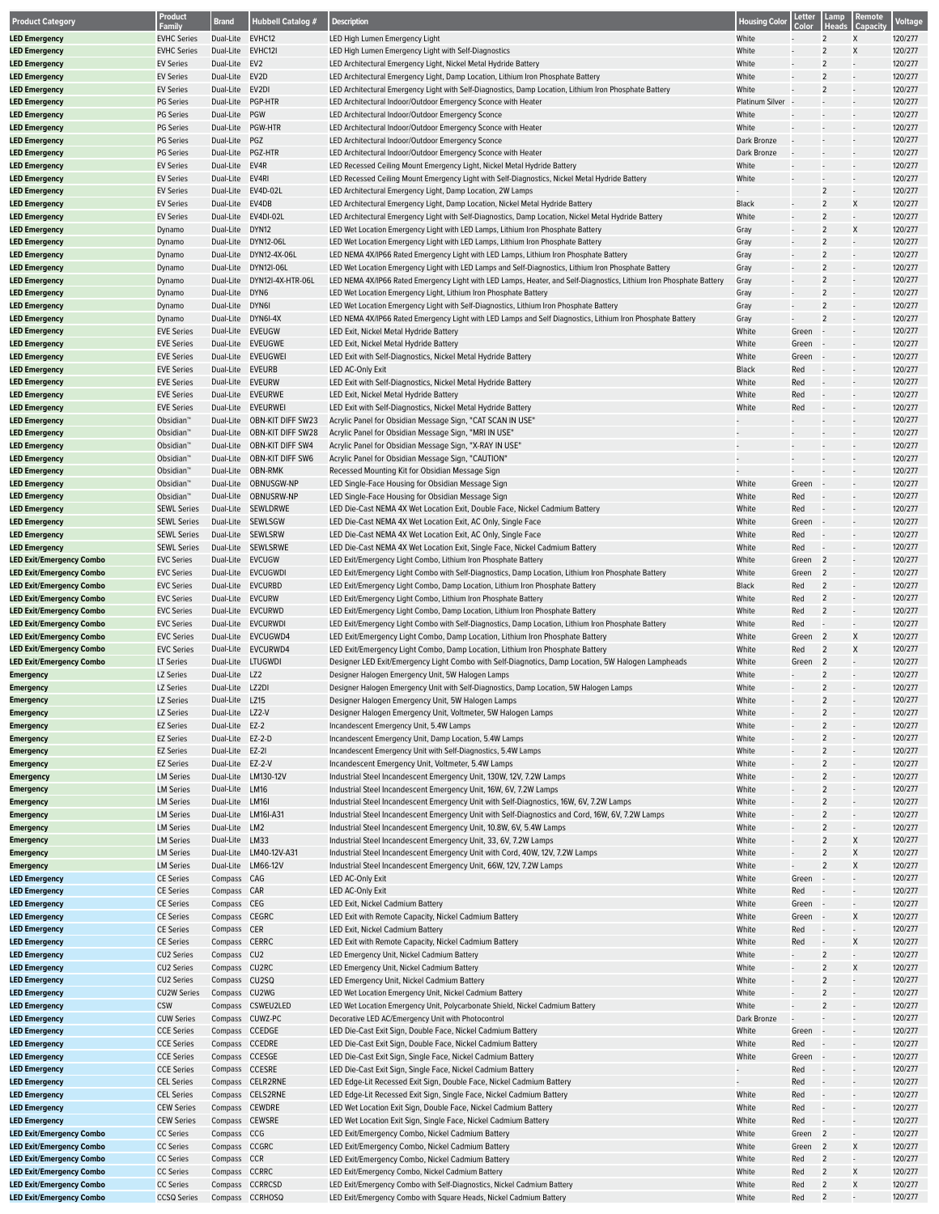| Product Category | Product Family | Brand | Hubbell Catalog # | Description | Housing Color | Letter Color | Lamp Heads | Remote Capacity | Voltage |
|---|---|---|---|---|---|---|---|---|---|
| LED Emergency | EVHC Series | Dual-Lite | EVHC12 | LED High Lumen Emergency Light | White | - | 2 | X | 120/277 |
| LED Emergency | EVHC Series | Dual-Lite | EVHC12I | LED High Lumen Emergency Light with Self-Diagnostics | White | - | 2 | X | 120/277 |
| LED Emergency | EV Series | Dual-Lite | EV2 | LED Architectural Emergency Light, Nickel Metal Hydride Battery | White | - | 2 | - | 120/277 |
| LED Emergency | EV Series | Dual-Lite | EV2D | LED Architectural Emergency Light, Damp Location, Lithium Iron Phosphate Battery | White | - | 2 | - | 120/277 |
| LED Emergency | EV Series | Dual-Lite | EV2DI | LED Architectural Emergency Light with Self-Diagnostics, Damp Location, Lithium Iron Phosphate Battery | White | - | 2 | - | 120/277 |
| LED Emergency | PG Series | Dual-Lite | PGP-HTR | LED Architectural Indoor/Outdoor Emergency Sconce with Heater | Platinum Silver | - | - | - | 120/277 |
| LED Emergency | PG Series | Dual-Lite | PGW | LED Architectural Indoor/Outdoor Emergency Sconce | White | - | - | - | 120/277 |
| LED Emergency | PG Series | Dual-Lite | PGW-HTR | LED Architectural Indoor/Outdoor Emergency Sconce with Heater | White | - | - | - | 120/277 |
| LED Emergency | PG Series | Dual-Lite | PGZ | LED Architectural Indoor/Outdoor Emergency Sconce | Dark Bronze | - | - | - | 120/277 |
| LED Emergency | PG Series | Dual-Lite | PGZ-HTR | LED Architectural Indoor/Outdoor Emergency Sconce with Heater | Dark Bronze | - | - | - | 120/277 |
| LED Emergency | EV Series | Dual-Lite | EV4R | LED Recessed Ceiling Mount Emergency Light, Nickel Metal Hydride Battery | White | - | - | - | 120/277 |
| LED Emergency | EV Series | Dual-Lite | EV4RI | LED Recessed Ceiling Mount Emergency Light with Self-Diagnostics, Nickel Metal Hydride Battery | White | - | - | - | 120/277 |
| LED Emergency | EV Series | Dual-Lite | EV4D-02L | LED Architectural Emergency Light, Damp Location, 2W Lamps | - | - | 2 | - | 120/277 |
| LED Emergency | EV Series | Dual-Lite | EV4DB | LED Architectural Emergency Light, Damp Location, Nickel Metal Hydride Battery | Black | - | 2 | X | 120/277 |
| LED Emergency | EV Series | Dual-Lite | EV4DI-02L | LED Architectural Emergency Light with Self-Diagnostics, Damp Location, Nickel Metal Hydride Battery | White | - | 2 | - | 120/277 |
| LED Emergency | Dynamo | Dual-Lite | DYN12 | LED Wet Location Emergency Light with LED Lamps, Lithium Iron Phosphate Battery | Gray | - | 2 | X | 120/277 |
| LED Emergency | Dynamo | Dual-Lite | DYN12-06L | LED Wet Location Emergency Light with LED Lamps, Lithium Iron Phosphate Battery | Gray | - | 2 | - | 120/277 |
| LED Emergency | Dynamo | Dual-Lite | DYN12-4X-06L | LED NEMA 4X/IP66 Rated Emergency Light with LED Lamps, Lithium Iron Phosphate Battery | Gray | - | 2 | - | 120/277 |
| LED Emergency | Dynamo | Dual-Lite | DYN12I-06L | LED Wet Location Emergency Light with LED Lamps and Self-Diagnostics, Lithium Iron Phosphate Battery | Gray | - | 2 | - | 120/277 |
| LED Emergency | Dynamo | Dual-Lite | DYN12I-4X-HTR-06L | LED NEMA 4X/IP66 Rated Emergency Light with LED Lamps, Heater, and Self-Diagnostics, Lithium Iron Phosphate Battery | Gray | - | 2 | - | 120/277 |
| LED Emergency | Dynamo | Dual-Lite | DYN6 | LED Wet Location Emergency Light, Lithium Iron Phosphate Battery | Gray | - | 2 | - | 120/277 |
| LED Emergency | Dynamo | Dual-Lite | DYN6I | LED Wet Location Emergency Light with Self-Diagnostics, Lithium Iron Phosphate Battery | Gray | - | 2 | - | 120/277 |
| LED Emergency | Dynamo | Dual-Lite | DYN6I-4X | LED NEMA 4X/IP66 Rated Emergency Light with LED Lamps and Self Diagnostics, Lithium Iron Phosphate Battery | Gray | - | 2 | - | 120/277 |
| LED Emergency | EVE Series | Dual-Lite | EVEUGW | LED Exit, Nickel Metal Hydride Battery | White | Green | - | - | 120/277 |
| LED Emergency | EVE Series | Dual-Lite | EVEUGWE | LED Exit, Nickel Metal Hydride Battery | White | Green | - | - | 120/277 |
| LED Emergency | EVE Series | Dual-Lite | EVEUGWEI | LED Exit with Self-Diagnostics, Nickel Metal Hydride Battery | White | Green | - | - | 120/277 |
| LED Emergency | EVE Series | Dual-Lite | EVEURB | LED AC-Only Exit | Black | Red | - | - | 120/277 |
| LED Emergency | EVE Series | Dual-Lite | EVEURW | LED Exit with Self-Diagnostics, Nickel Metal Hydride Battery | White | Red | - | - | 120/277 |
| LED Emergency | EVE Series | Dual-Lite | EVEURWE | LED Exit, Nickel Metal Hydride Battery | White | Red | - | - | 120/277 |
| LED Emergency | EVE Series | Dual-Lite | EVEURWEI | LED Exit with Self-Diagnostics, Nickel Metal Hydride Battery | White | Red | - | - | 120/277 |
| LED Emergency | Obsidian™ | Dual-Lite | OBN-KIT DIFF SW23 | Acrylic Panel for Obsidian Message Sign, "CAT SCAN IN USE" | - | - | - | - | 120/277 |
| LED Emergency | Obsidian™ | Dual-Lite | OBN-KIT DIFF SW28 | Acrylic Panel for Obsidian Message Sign, "MRI IN USE" | - | - | - | - | 120/277 |
| LED Emergency | Obsidian™ | Dual-Lite | OBN-KIT DIFF SW4 | Acrylic Panel for Obsidian Message Sign, "X-RAY IN USE" | - | - | - | - | 120/277 |
| LED Emergency | Obsidian™ | Dual-Lite | OBN-KIT DIFF SW6 | Acrylic Panel for Obsidian Message Sign, "CAUTION" | - | - | - | - | 120/277 |
| LED Emergency | Obsidian™ | Dual-Lite | OBN-RMK | Recessed Mounting Kit for Obsidian Message Sign | - | - | - | - | 120/277 |
| LED Emergency | Obsidian™ | Dual-Lite | OBNUSGW-NP | LED Single-Face Housing for Obsidian Message Sign | White | Green | - | - | 120/277 |
| LED Emergency | Obsidian™ | Dual-Lite | OBNUSRW-NP | LED Single-Face Housing for Obsidian Message Sign | White | Red | - | - | 120/277 |
| LED Emergency | SEWL Series | Dual-Lite | SEWLDRWE | LED Die-Cast NEMA 4X Wet Location Exit, Double Face, Nickel Cadmium Battery | White | Red | - | - | 120/277 |
| LED Emergency | SEWL Series | Dual-Lite | SEWLSGW | LED Die-Cast NEMA 4X Wet Location Exit, AC Only, Single Face | White | Green | - | - | 120/277 |
| LED Emergency | SEWL Series | Dual-Lite | SEWLSRW | LED Die-Cast NEMA 4X Wet Location Exit, AC Only, Single Face | White | Red | - | - | 120/277 |
| LED Emergency | SEWL Series | Dual-Lite | SEWLSRWE | LED Die-Cast NEMA 4X Wet Location Exit, Single Face, Nickel Cadmium Battery | White | Red | - | - | 120/277 |
| LED Exit/Emergency Combo | EVC Series | Dual-Lite | EVCUGW | LED Exit/Emergency Light Combo, Lithium Iron Phosphate Battery | White | Green | 2 | - | 120/277 |
| LED Exit/Emergency Combo | EVC Series | Dual-Lite | EVCUGWDI | LED Exit/Emergency Light Combo with Self-Diagnostics, Damp Location, Lithium Iron Phosphate Battery | White | Green | 2 | - | 120/277 |
| LED Exit/Emergency Combo | EVC Series | Dual-Lite | EVCURBD | LED Exit/Emergency Light Combo, Damp Location, Lithium Iron Phosphate Battery | Black | Red | 2 | - | 120/277 |
| LED Exit/Emergency Combo | EVC Series | Dual-Lite | EVCURW | LED Exit/Emergency Light Combo, Lithium Iron Phosphate Battery | White | Red | 2 | - | 120/277 |
| LED Exit/Emergency Combo | EVC Series | Dual-Lite | EVCURWD | LED Exit/Emergency Light Combo, Damp Location, Lithium Iron Phosphate Battery | White | Red | 2 | - | 120/277 |
| LED Exit/Emergency Combo | EVC Series | Dual-Lite | EVCURWDI | LED Exit/Emergency Light Combo with Self-Diagnostics, Damp Location, Lithium Iron Phosphate Battery | White | Red | - | - | 120/277 |
| LED Exit/Emergency Combo | EVC Series | Dual-Lite | EVCUGWD4 | LED Exit/Emergency Light Combo, Damp Location, Lithium Iron Phosphate Battery | White | Green | 2 | X | 120/277 |
| LED Exit/Emergency Combo | EVC Series | Dual-Lite | EVCURWD4 | LED Exit/Emergency Light Combo, Damp Location, Lithium Iron Phosphate Battery | White | Red | 2 | X | 120/277 |
| LED Exit/Emergency Combo | LT Series | Dual-Lite | LTUGWDI | Designer LED Exit/Emergency Light Combo with Self-Diagnotics, Damp Location, 5W Halogen Lampheads | White | Green | 2 | - | 120/277 |
| Emergency | LZ Series | Dual-Lite | LZ2 | Designer Halogen Emergency Unit, 5W Halogen Lamps | White | - | 2 | - | 120/277 |
| Emergency | LZ Series | Dual-Lite | LZ2DI | Designer Halogen Emergency Unit with Self-Diagnostics, Damp Location, 5W Halogen Lamps | White | - | 2 | - | 120/277 |
| Emergency | LZ Series | Dual-Lite | LZ15 | Designer Halogen Emergency Unit, 5W Halogen Lamps | White | - | 2 | - | 120/277 |
| Emergency | LZ Series | Dual-Lite | LZ2-V | Designer Halogen Emergency Unit, Voltmeter, 5W Halogen Lamps | White | - | 2 | - | 120/277 |
| Emergency | EZ Series | Dual-Lite | EZ-2 | Incandescent Emergency Unit, 5.4W Lamps | White | - | 2 | - | 120/277 |
| Emergency | EZ Series | Dual-Lite | EZ-2-D | Incandescent Emergency Unit, Damp Location, 5.4W Lamps | White | - | 2 | - | 120/277 |
| Emergency | EZ Series | Dual-Lite | EZ-2I | Incandescent Emergency Unit with Self-Diagnostics, 5.4W Lamps | White | - | 2 | - | 120/277 |
| Emergency | EZ Series | Dual-Lite | EZ-2-V | Incandescent Emergency Unit, Voltmeter, 5.4W Lamps | White | - | 2 | - | 120/277 |
| Emergency | LM Series | Dual-Lite | LM130-12V | Industrial Steel Incandescent Emergency Unit, 130W, 12V, 7.2W Lamps | White | - | 2 | - | 120/277 |
| Emergency | LM Series | Dual-Lite | LM16 | Industrial Steel Incandescent Emergency Unit, 16W, 6V, 7.2W Lamps | White | - | 2 | - | 120/277 |
| Emergency | LM Series | Dual-Lite | LM16I | Industrial Steel Incandescent Emergency Unit with Self-Diagnostics, 16W, 6V, 7.2W Lamps | White | - | 2 | - | 120/277 |
| Emergency | LM Series | Dual-Lite | LM16I-A31 | Industrial Steel Incandescent Emergency Unit with Self-Diagnostics and Cord, 16W, 6V, 7.2W Lamps | White | - | 2 | - | 120/277 |
| Emergency | LM Series | Dual-Lite | LM2 | Industrial Steel Incandescent Emergency Unit, 10.8W, 6V, 5.4W Lamps | White | - | 2 | - | 120/277 |
| Emergency | LM Series | Dual-Lite | LM33 | Industrial Steel Incandescent Emergency Unit, 33, 6V, 7.2W Lamps | White | - | 2 | X | 120/277 |
| Emergency | LM Series | Dual-Lite | LM40-12V-A31 | Industrial Steel Incandescent Emergency Unit with Cord, 40W, 12V, 7.2W Lamps | White | - | 2 | X | 120/277 |
| Emergency | LM Series | Dual-Lite | LM66-12V | Industrial Steel Incandescent Emergency Unit, 66W, 12V, 7.2W Lamps | White | - | 2 | X | 120/277 |
| LED Emergency | CE Series | Compass | CAG | LED AC-Only Exit | White | Green | - | - | 120/277 |
| LED Emergency | CE Series | Compass | CAR | LED AC-Only Exit | White | Red | - | - | 120/277 |
| LED Emergency | CE Series | Compass | CEG | LED Exit, Nickel Cadmium Battery | White | Green | - | - | 120/277 |
| LED Emergency | CE Series | Compass | CEGRC | LED Exit with Remote Capacity, Nickel Cadmium Battery | White | Green | - | X | 120/277 |
| LED Emergency | CE Series | Compass | CER | LED Exit, Nickel Cadmium Battery | White | Red | - | - | 120/277 |
| LED Emergency | CE Series | Compass | CERRC | LED Exit with Remote Capacity, Nickel Cadmium Battery | White | Red | - | X | 120/277 |
| LED Emergency | CU2 Series | Compass | CU2 | LED Emergency Unit, Nickel Cadmium Battery | White | - | 2 | - | 120/277 |
| LED Emergency | CU2 Series | Compass | CU2RC | LED Emergency Unit, Nickel Cadmium Battery | White | - | 2 | X | 120/277 |
| LED Emergency | CU2 Series | Compass | CU2SQ | LED Emergency Unit, Nickel Cadmium Battery | White | - | 2 | - | 120/277 |
| LED Emergency | CU2W Series | Compass | CU2WG | LED Wet Location Emergency Unit, Nickel Cadmium Battery | White | - | 2 | - | 120/277 |
| LED Emergency | CSW | Compass | CSWEU2LED | LED Wet Location Emergency Unit, Polycarbonate Shield, Nickel Cadmium Battery | White | - | 2 | - | 120/277 |
| LED Emergency | CUW Series | Compass | CUWZ-PC | Decorative LED AC/Emergency Unit with Photocontrol | Dark Bronze | - | - | - | 120/277 |
| LED Emergency | CCE Series | Compass | CCEDGE | LED Die-Cast Exit Sign, Double Face, Nickel Cadmium Battery | White | Green | - | - | 120/277 |
| LED Emergency | CCE Series | Compass | CCEDRE | LED Die-Cast Exit Sign, Double Face, Nickel Cadmium Battery | White | Red | - | - | 120/277 |
| LED Emergency | CCE Series | Compass | CCESGE | LED Die-Cast Exit Sign, Single Face, Nickel Cadmium Battery | White | Green | - | - | 120/277 |
| LED Emergency | CCE Series | Compass | CCESRE | LED Die-Cast Exit Sign, Single Face, Nickel Cadmium Battery | - | Red | - | - | 120/277 |
| LED Emergency | CEL Series | Compass | CELR2RNE | LED Edge-Lit Recessed Exit Sign, Double Face, Nickel Cadmium Battery | - | Red | - | - | 120/277 |
| LED Emergency | CEL Series | Compass | CELS2RNE | LED Edge-Lit Recessed Exit Sign, Single Face, Nickel Cadmium Battery | White | Red | - | - | 120/277 |
| LED Emergency | CEW Series | Compass | CEWDRE | LED Wet Location Exit Sign, Double Face, Nickel Cadmium Battery | White | Red | - | - | 120/277 |
| LED Emergency | CEW Series | Compass | CEWSRE | LED Wet Location Exit Sign, Single Face, Nickel Cadmium Battery | White | Red | - | - | 120/277 |
| LED Exit/Emergency Combo | CC Series | Compass | CCG | LED Exit/Emergency Combo, Nickel Cadmium Battery | White | Green | 2 | - | 120/277 |
| LED Exit/Emergency Combo | CC Series | Compass | CCGRC | LED Exit/Emergency Combo, Nickel Cadmium Battery | White | Green | 2 | X | 120/277 |
| LED Exit/Emergency Combo | CC Series | Compass | CCR | LED Exit/Emergency Combo, Nickel Cadmium Battery | White | Red | 2 | - | 120/277 |
| LED Exit/Emergency Combo | CC Series | Compass | CCRRC | LED Exit/Emergency Combo, Nickel Cadmium Battery | White | Red | 2 | X | 120/277 |
| LED Exit/Emergency Combo | CC Series | Compass | CCRRCSD | LED Exit/Emergency Combo with Self-Diagnostics, Nickel Cadmium Battery | White | Red | 2 | X | 120/277 |
| LED Exit/Emergency Combo | CCSQ Series | Compass | CCRHOSQ | LED Exit/Emergency Combo with Square Heads, Nickel Cadmium Battery | White | Red | 2 | - | 120/277 |